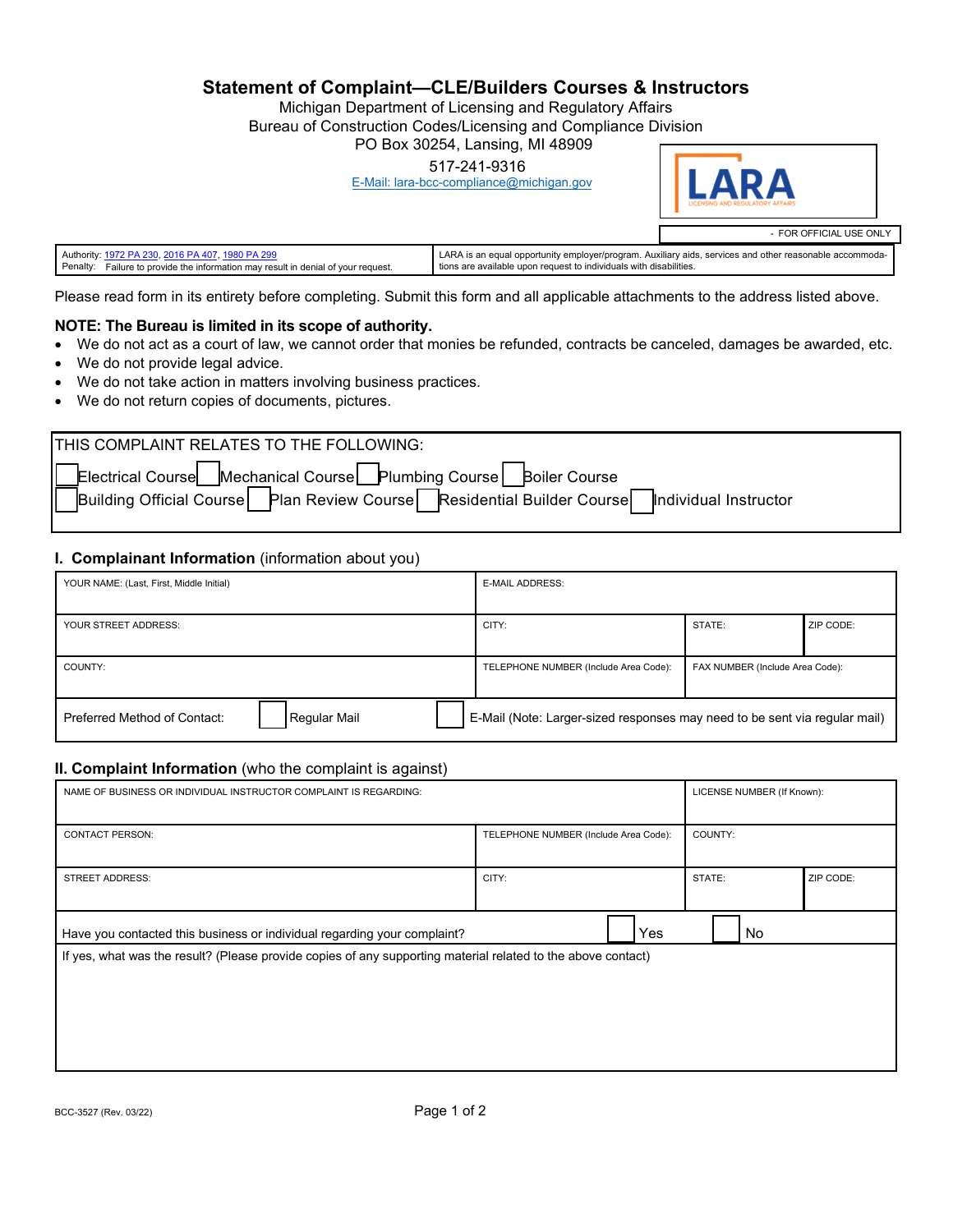# Statement of Complaint—CLE/Builders Courses & Instructors

Michigan Department of Licensing and Regulatory Affairs
Bureau of Construction Codes/Licensing and Compliance Division
PO Box 30254, Lansing, MI 48909
517-241-9316
E-Mail: lara-bcc-compliance@michigan.gov

- FOR OFFICIAL USE ONLY

| Authority: 1972 PA 230, 2016 PA 407, 1980 PA 299<br>Penalty: Failure to provide the information may result in denial of your request. | LARA is an equal opportunity employer/program. Auxiliary aids, services and other reasonable accommodations are available upon request to individuals with disabilities. |
|---|---|

Please read form in its entirety before completing. Submit this form and all applicable attachments to the address listed above.

**NOTE: The Bureau is limited in its scope of authority.**

- We do not act as a court of law, we cannot order that monies be refunded, contracts be canceled, damages be awarded, etc.
- We do not provide legal advice.
- We do not take action in matters involving business practices.
- We do not return copies of documents, pictures.

THIS COMPLAINT RELATES TO THE FOLLOWING:

☐ Electrical Course ☐ Mechanical Course ☐ Plumbing Course ☐ Boiler Course
☐ Building Official Course ☐ Plan Review Course ☐ Residential Builder Course ☐ Individual Instructor

## I. Complainant Information (information about you)

| YOUR NAME: (Last, First, Middle Initial) | E-MAIL ADDRESS: | | |
|---|---|---|---|
| YOUR STREET ADDRESS: | CITY: | STATE: | ZIP CODE: |
| COUNTY: | TELEPHONE NUMBER (Include Area Code): | FAX NUMBER (Include Area Code): | |

Preferred Method of Contact: ☐ Regular Mail ☐ E-Mail (Note: Larger-sized responses may need to be sent via regular mail)

## II. Complaint Information (who the complaint is against)

| NAME OF BUSINESS OR INDIVIDUAL INSTRUCTOR COMPLAINT IS REGARDING: | | LICENSE NUMBER (If Known): | |
|---|---|---|---|
| CONTACT PERSON: | TELEPHONE NUMBER (Include Area Code): | COUNTY: | |
| STREET ADDRESS: | CITY: | STATE: | ZIP CODE: |

Have you contacted this business or individual regarding your complaint? ☐ Yes ☐ No

If yes, what was the result? (Please provide copies of any supporting material related to the above contact)

BCC-3527 (Rev. 03/22)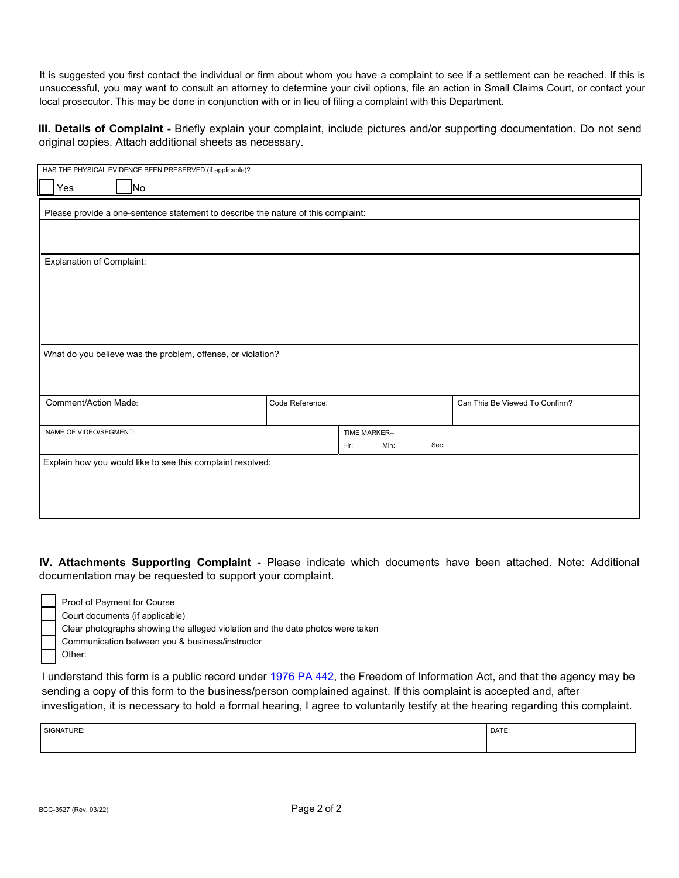It is suggested you first contact the individual or firm about whom you have a complaint to see if a settlement can be reached. If this is unsuccessful, you may want to consult an attorney to determine your civil options, file an action in Small Claims Court, or contact your local prosecutor. This may be done in conjunction with or in lieu of filing a complaint with this Department.

**III. Details of Complaint -** Briefly explain your complaint, include pictures and/or supporting documentation. Do not send original copies. Attach additional sheets as necessary.

HAS THE PHYSICAL EVIDENCE BEEN PRESERVED (if applicable)?

☐ Yes ☐ No

Please provide a one-sentence statement to describe the nature of this complaint:

Explanation of Complaint:

What do you believe was the problem, offense, or violation?

| Comment/Action Made: | Code Reference: | Can This Be Viewed To Confirm? |
|---|---|---|
| | | |

| NAME OF VIDEO/SEGMENT: | TIME MARKER-- Hr: Min: Sec: |
|---|---|
| | |

Explain how you would like to see this complaint resolved:

**IV. Attachments Supporting Complaint -** Please indicate which documents have been attached. Note: Additional documentation may be requested to support your complaint.

- ☐ Proof of Payment for Course
- ☐ Court documents (if applicable)
- ☐ Clear photographs showing the alleged violation and the date photos were taken
- ☐ Communication between you & business/instructor
- ☐ Other:

I understand this form is a public record under 1976 PA 442, the Freedom of Information Act, and that the agency may be sending a copy of this form to the business/person complained against. If this complaint is accepted and, after investigation, it is necessary to hold a formal hearing, I agree to voluntarily testify at the hearing regarding this complaint.

| SIGNATURE: | DATE: |
|---|---|
| | |

BCC-3527 (Rev. 03/22)